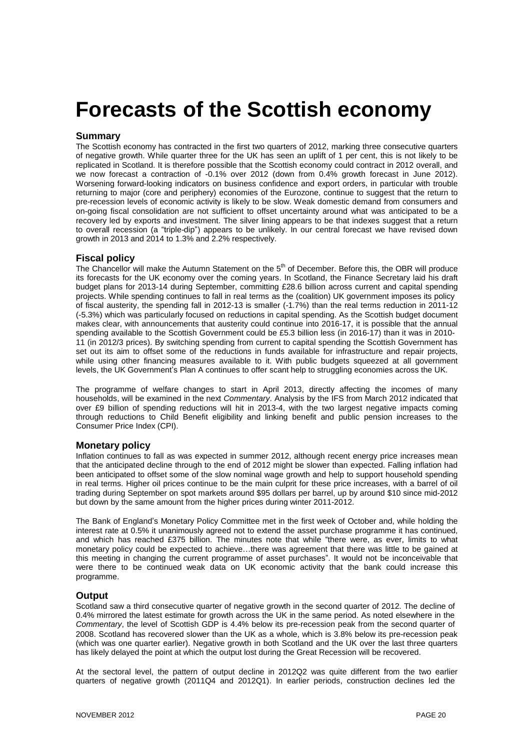# Forecasts of the Scottish economy

## Summary

The Scottish economy has contracted in the first two quarters of 2012, marking three consecutive quarters of negative growth. While quarter three for the UK has seen an uplift of 1 per cent, this is not likely to be replicated in Scotland. It is therefore possible that the Scottish economy could contract in 2012 overall, and we now forecast a contraction of -0.1% over 2012 (down from 0.4% growth forecast in June 2012). Worsening forward-looking indicators on business confidence and export orders, in particular with trouble returning to major (core and periphery) economies of the Eurozone, continue to suggest that the return to pre-recession levels of economic activity is likely to be slow. Weak domestic demand from consumers and on-going fiscal consolidation are not sufficient to offset uncertainty around what was anticipated to be a recovery led by exports and investment. The silver lining appears to be that indexes suggest that a return to overall recession (a "triple-dip") appears to be unlikely. In our central forecast we have revised down growth in 2013 and 2014 to 1.3% and 2.2% respectively.

## Fiscal policy

The Chancellor will make the Autumn Statement on the 5th of December. Before this, the OBR will produce its forecasts for the UK economy over the coming years. In Scotland, the Finance Secretary laid his draft budget plans for 2013-14 during September, committing £28.6 billion across current and capital spending projects. While spending continues to fall in real terms as the (coalition) UK government imposes its policy of fiscal austerity, the spending fall in 2012-13 is smaller (-1.7%) than the real terms reduction in 2011-12 (-5.3%) which was particularly focused on reductions in capital spending. As the Scottish budget document makes clear, with announcements that austerity could continue into 2016-17, it is possible that the annual spending available to the Scottish Government could be £5.3 billion less (in 2016-17) than it was in 2010-11 (in 2012/3 prices). By switching spending from current to capital spending the Scottish Government has set out its aim to offset some of the reductions in funds available for infrastructure and repair projects, while using other financing measures available to it. With public budgets squeezed at all government levels, the UK Government's Plan A continues to offer scant help to struggling economies across the UK.

The programme of welfare changes to start in April 2013, directly affecting the incomes of many households, will be examined in the next *Commentary*. Analysis by the IFS from March 2012 indicated that over £9 billion of spending reductions will hit in 2013-4, with the two largest negative impacts coming through reductions to Child Benefit eligibility and linking benefit and public pension increases to the Consumer Price Index (CPI).

## Monetary policy

Inflation continues to fall as was expected in summer 2012, although recent energy price increases mean that the anticipated decline through to the end of 2012 might be slower than expected. Falling inflation had been anticipated to offset some of the slow nominal wage growth and help to support household spending in real terms. Higher oil prices continue to be the main culprit for these price increases, with a barrel of oil trading during September on spot markets around $95 dollars per barrel, up by around $10 since mid-2012 but down by the same amount from the higher prices during winter 2011-2012.

The Bank of England's Monetary Policy Committee met in the first week of October and, while holding the interest rate at 0.5% it unanimously agreed not to extend the asset purchase programme it has continued, and which has reached £375 billion. The minutes note that while "there were, as ever, limits to what monetary policy could be expected to achieve…there was agreement that there was little to be gained at this meeting in changing the current programme of asset purchases". It would not be inconceivable that were there to be continued weak data on UK economic activity that the bank could increase this programme.

## Output

Scotland saw a third consecutive quarter of negative growth in the second quarter of 2012. The decline of 0.4% mirrored the latest estimate for growth across the UK in the same period. As noted elsewhere in the *Commentary*, the level of Scottish GDP is 4.4% below its pre-recession peak from the second quarter of 2008. Scotland has recovered slower than the UK as a whole, which is 3.8% below its pre-recession peak (which was one quarter earlier). Negative growth in both Scotland and the UK over the last three quarters has likely delayed the point at which the output lost during the Great Recession will be recovered.

At the sectoral level, the pattern of output decline in 2012Q2 was quite different from the two earlier quarters of negative growth (2011Q4 and 2012Q1). In earlier periods, construction declines led the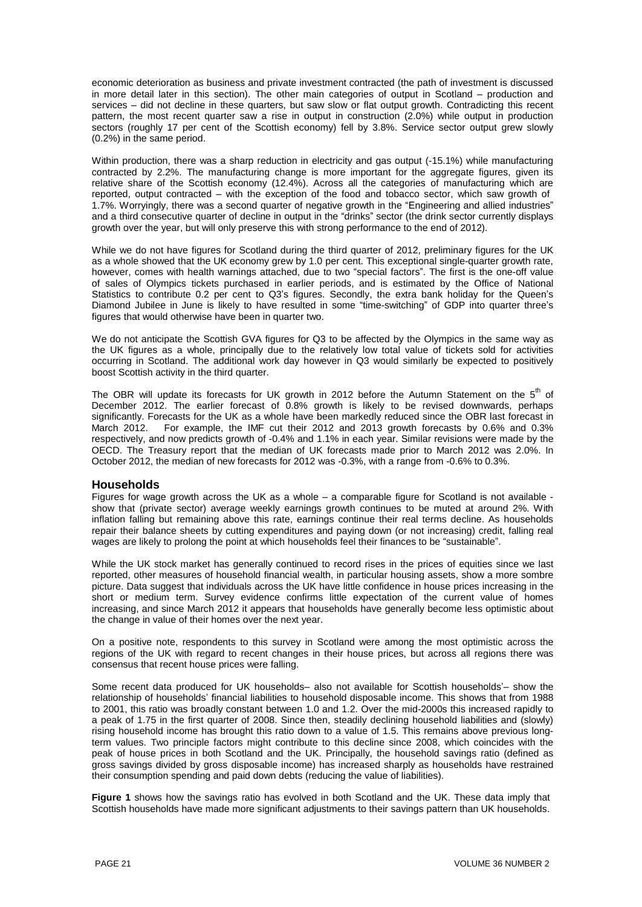economic deterioration as business and private investment contracted (the path of investment is discussed in more detail later in this section). The other main categories of output in Scotland – production and services – did not decline in these quarters, but saw slow or flat output growth. Contradicting this recent pattern, the most recent quarter saw a rise in output in construction (2.0%) while output in production sectors (roughly 17 per cent of the Scottish economy) fell by 3.8%. Service sector output grew slowly (0.2%) in the same period.

Within production, there was a sharp reduction in electricity and gas output (-15.1%) while manufacturing contracted by 2.2%. The manufacturing change is more important for the aggregate figures, given its relative share of the Scottish economy (12.4%). Across all the categories of manufacturing which are reported, output contracted – with the exception of the food and tobacco sector, which saw growth of 1.7%. Worryingly, there was a second quarter of negative growth in the "Engineering and allied industries" and a third consecutive quarter of decline in output in the "drinks" sector (the drink sector currently displays growth over the year, but will only preserve this with strong performance to the end of 2012).

While we do not have figures for Scotland during the third quarter of 2012, preliminary figures for the UK as a whole showed that the UK economy grew by 1.0 per cent. This exceptional single-quarter growth rate, however, comes with health warnings attached, due to two "special factors". The first is the one-off value of sales of Olympics tickets purchased in earlier periods, and is estimated by the Office of National Statistics to contribute 0.2 per cent to Q3's figures. Secondly, the extra bank holiday for the Queen's Diamond Jubilee in June is likely to have resulted in some "time-switching" of GDP into quarter three's figures that would otherwise have been in quarter two.

We do not anticipate the Scottish GVA figures for Q3 to be affected by the Olympics in the same way as the UK figures as a whole, principally due to the relatively low total value of tickets sold for activities occurring in Scotland. The additional work day however in Q3 would similarly be expected to positively boost Scottish activity in the third quarter.

The OBR will update its forecasts for UK growth in 2012 before the Autumn Statement on the 5th of December 2012. The earlier forecast of 0.8% growth is likely to be revised downwards, perhaps significantly. Forecasts for the UK as a whole have been markedly reduced since the OBR last forecast in March 2012. For example, the IMF cut their 2012 and 2013 growth forecasts by 0.6% and 0.3% respectively, and now predicts growth of -0.4% and 1.1% in each year. Similar revisions were made by the OECD. The Treasury report that the median of UK forecasts made prior to March 2012 was 2.0%. In October 2012, the median of new forecasts for 2012 was -0.3%, with a range from -0.6% to 0.3%.

## Households

Figures for wage growth across the UK as a whole – a comparable figure for Scotland is not available - show that (private sector) average weekly earnings growth continues to be muted at around 2%. With inflation falling but remaining above this rate, earnings continue their real terms decline. As households repair their balance sheets by cutting expenditures and paying down (or not increasing) credit, falling real wages are likely to prolong the point at which households feel their finances to be "sustainable".

While the UK stock market has generally continued to record rises in the prices of equities since we last reported, other measures of household financial wealth, in particular housing assets, show a more sombre picture. Data suggest that individuals across the UK have little confidence in house prices increasing in the short or medium term. Survey evidence confirms little expectation of the current value of homes increasing, and since March 2012 it appears that households have generally become less optimistic about the change in value of their homes over the next year.

On a positive note, respondents to this survey in Scotland were among the most optimistic across the regions of the UK with regard to recent changes in their house prices, but across all regions there was consensus that recent house prices were falling.

Some recent data produced for UK households– also not available for Scottish households'– show the relationship of households' financial liabilities to household disposable income. This shows that from 1988 to 2001, this ratio was broadly constant between 1.0 and 1.2. Over the mid-2000s this increased rapidly to a peak of 1.75 in the first quarter of 2008. Since then, steadily declining household liabilities and (slowly) rising household income has brought this ratio down to a value of 1.5. This remains above previous long-term values. Two principle factors might contribute to this decline since 2008, which coincides with the peak of house prices in both Scotland and the UK. Principally, the household savings ratio (defined as gross savings divided by gross disposable income) has increased sharply as households have restrained their consumption spending and paid down debts (reducing the value of liabilities).

**Figure 1** shows how the savings ratio has evolved in both Scotland and the UK. These data imply that Scottish households have made more significant adjustments to their savings pattern than UK households.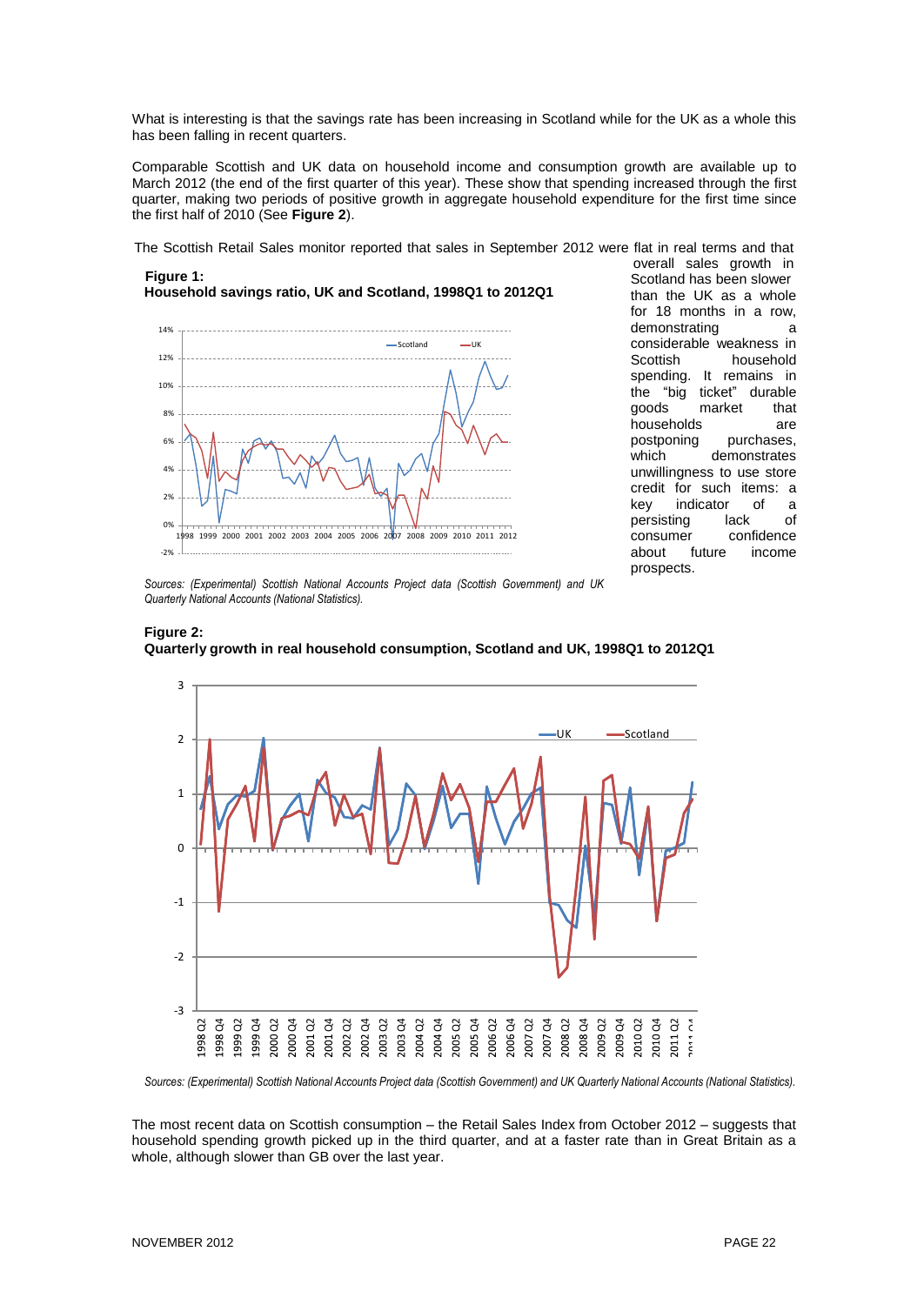What is interesting is that the savings rate has been increasing in Scotland while for the UK as a whole this has been falling in recent quarters.

Comparable Scottish and UK data on household income and consumption growth are available up to March 2012 (the end of the first quarter of this year). These show that spending increased through the first quarter, making two periods of positive growth in aggregate household expenditure for the first time since the first half of 2010 (See **Figure 2**).

The Scottish Retail Sales monitor reported that sales in September 2012 were flat in real terms and that overall sales growth in Scotland has been slower than the UK as a whole for 18 months in a row, demonstrating a considerable weakness in Scottish household spending. It remains in the "big ticket" durable goods market that households are postponing purchases, which demonstrates unwillingness to use store credit for such items: a key indicator of a persisting lack of consumer confidence about future income prospects.

**Figure 1:**
**Household savings ratio, UK and Scotland, 1998Q1 to 2012Q1**

*Sources: (Experimental) Scottish National Accounts Project data (Scottish Government) and UK Quarterly National Accounts (National Statistics).*

**Figure 2:**
**Quarterly growth in real household consumption, Scotland and UK, 1998Q1 to 2012Q1**

*Sources: (Experimental) Scottish National Accounts Project data (Scottish Government) and UK Quarterly National Accounts (National Statistics).*

The most recent data on Scottish consumption – the Retail Sales Index from October 2012 – suggests that household spending growth picked up in the third quarter, and at a faster rate than in Great Britain as a whole, although slower than GB over the last year.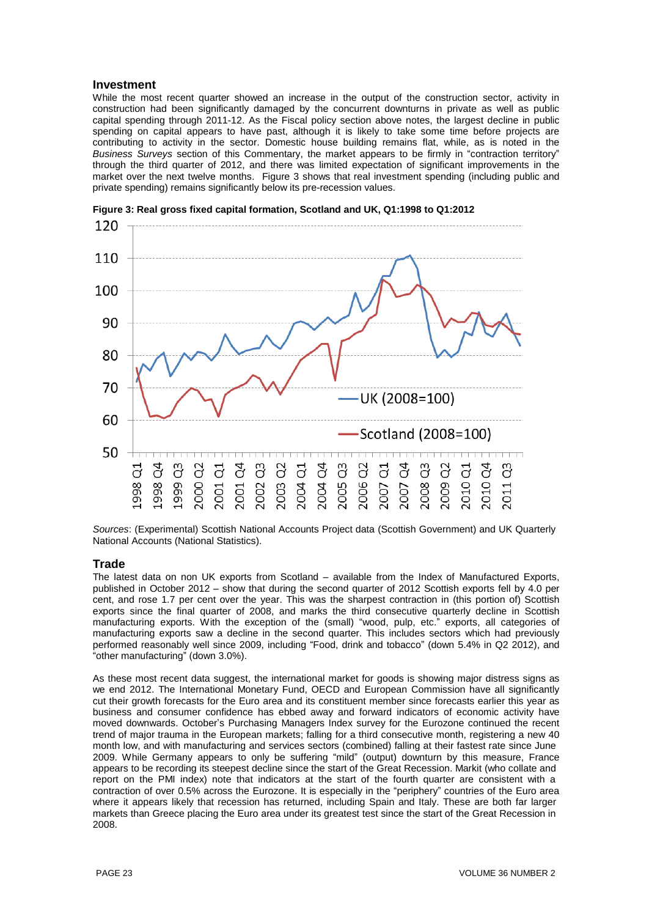## Investment

While the most recent quarter showed an increase in the output of the construction sector, activity in construction had been significantly damaged by the concurrent downturns in private as well as public capital spending through 2011-12. As the Fiscal policy section above notes, the largest decline in public spending on capital appears to have past, although it is likely to take some time before projects are contributing to activity in the sector. Domestic house building remains flat, while, as is noted in the *Business Surveys* section of this Commentary, the market appears to be firmly in "contraction territory" through the third quarter of 2012, and there was limited expectation of significant improvements in the market over the next twelve months. Figure 3 shows that real investment spending (including public and private spending) remains significantly below its pre-recession values.

**Figure 3: Real gross fixed capital formation, Scotland and UK, Q1:1998 to Q1:2012**

*Sources*: (Experimental) Scottish National Accounts Project data (Scottish Government) and UK Quarterly National Accounts (National Statistics).

## Trade

The latest data on non UK exports from Scotland – available from the Index of Manufactured Exports, published in October 2012 – show that during the second quarter of 2012 Scottish exports fell by 4.0 per cent, and rose 1.7 per cent over the year. This was the sharpest contraction in (this portion of) Scottish exports since the final quarter of 2008, and marks the third consecutive quarterly decline in Scottish manufacturing exports. With the exception of the (small) "wood, pulp, etc." exports, all categories of manufacturing exports saw a decline in the second quarter. This includes sectors which had previously performed reasonably well since 2009, including "Food, drink and tobacco" (down 5.4% in Q2 2012), and "other manufacturing" (down 3.0%).

As these most recent data suggest, the international market for goods is showing major distress signs as we end 2012. The International Monetary Fund, OECD and European Commission have all significantly cut their growth forecasts for the Euro area and its constituent member since forecasts earlier this year as business and consumer confidence has ebbed away and forward indicators of economic activity have moved downwards. October's Purchasing Managers Index survey for the Eurozone continued the recent trend of major trauma in the European markets; falling for a third consecutive month, registering a new 40 month low, and with manufacturing and services sectors (combined) falling at their fastest rate since June 2009. While Germany appears to only be suffering "mild" (output) downturn by this measure, France appears to be recording its steepest decline since the start of the Great Recession. Markit (who collate and report on the PMI index) note that indicators at the start of the fourth quarter are consistent with a contraction of over 0.5% across the Eurozone. It is especially in the "periphery" countries of the Euro area where it appears likely that recession has returned, including Spain and Italy. These are both far larger markets than Greece placing the Euro area under its greatest test since the start of the Great Recession in 2008.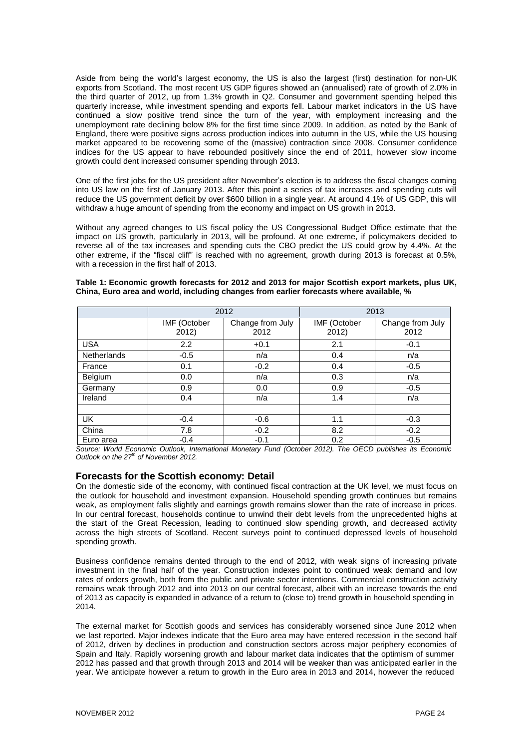Aside from being the world's largest economy, the US is also the largest (first) destination for non-UK exports from Scotland. The most recent US GDP figures showed an (annualised) rate of growth of 2.0% in the third quarter of 2012, up from 1.3% growth in Q2. Consumer and government spending helped this quarterly increase, while investment spending and exports fell. Labour market indicators in the US have continued a slow positive trend since the turn of the year, with employment increasing and the unemployment rate declining below 8% for the first time since 2009. In addition, as noted by the Bank of England, there were positive signs across production indices into autumn in the US, while the US housing market appeared to be recovering some of the (massive) contraction since 2008. Consumer confidence indices for the US appear to have rebounded positively since the end of 2011, however slow income growth could dent increased consumer spending through 2013.

One of the first jobs for the US president after November's election is to address the fiscal changes coming into US law on the first of January 2013. After this point a series of tax increases and spending cuts will reduce the US government deficit by over $600 billion in a single year. At around 4.1% of US GDP, this will withdraw a huge amount of spending from the economy and impact on US growth in 2013.

Without any agreed changes to US fiscal policy the US Congressional Budget Office estimate that the impact on US growth, particularly in 2013, will be profound. At one extreme, if policymakers decided to reverse all of the tax increases and spending cuts the CBO predict the US could grow by 4.4%. At the other extreme, if the "fiscal cliff" is reached with no agreement, growth during 2013 is forecast at 0.5%, with a recession in the first half of 2013.

**Table 1: Economic growth forecasts for 2012 and 2013 for major Scottish export markets, plus UK, China, Euro area and world, including changes from earlier forecasts where available, %**

| | 2012 | | 2013 | |
|---|---|---|---|---|
| | IMF (October 2012) | Change from July 2012 | IMF (October 2012) | Change from July 2012 |
| USA | 2.2 | +0.1 | 2.1 | -0.1 |
| Netherlands | -0.5 | n/a | 0.4 | n/a |
| France | 0.1 | -0.2 | 0.4 | -0.5 |
| Belgium | 0.0 | n/a | 0.3 | n/a |
| Germany | 0.9 | 0.0 | 0.9 | -0.5 |
| Ireland | 0.4 | n/a | 1.4 | n/a |
| | | | | |
| UK | -0.4 | -0.6 | 1.1 | -0.3 |
| China | 7.8 | -0.2 | 8.2 | -0.2 |
| Euro area | -0.4 | -0.1 | 0.2 | -0.5 |

*Source: World Economic Outlook, International Monetary Fund (October 2012). The OECD publishes its Economic Outlook on the 27th of November 2012.*

## Forecasts for the Scottish economy: Detail

On the domestic side of the economy, with continued fiscal contraction at the UK level, we must focus on the outlook for household and investment expansion. Household spending growth continues but remains weak, as employment falls slightly and earnings growth remains slower than the rate of increase in prices. In our central forecast, households continue to unwind their debt levels from the unprecedented highs at the start of the Great Recession, leading to continued slow spending growth, and decreased activity across the high streets of Scotland. Recent surveys point to continued depressed levels of household spending growth.

Business confidence remains dented through to the end of 2012, with weak signs of increasing private investment in the final half of the year. Construction indexes point to continued weak demand and low rates of orders growth, both from the public and private sector intentions. Commercial construction activity remains weak through 2012 and into 2013 on our central forecast, albeit with an increase towards the end of 2013 as capacity is expanded in advance of a return to (close to) trend growth in household spending in 2014.

The external market for Scottish goods and services has considerably worsened since June 2012 when we last reported. Major indexes indicate that the Euro area may have entered recession in the second half of 2012, driven by declines in production and construction sectors across major periphery economies of Spain and Italy. Rapidly worsening growth and labour market data indicates that the optimism of summer 2012 has passed and that growth through 2013 and 2014 will be weaker than was anticipated earlier in the year. We anticipate however a return to growth in the Euro area in 2013 and 2014, however the reduced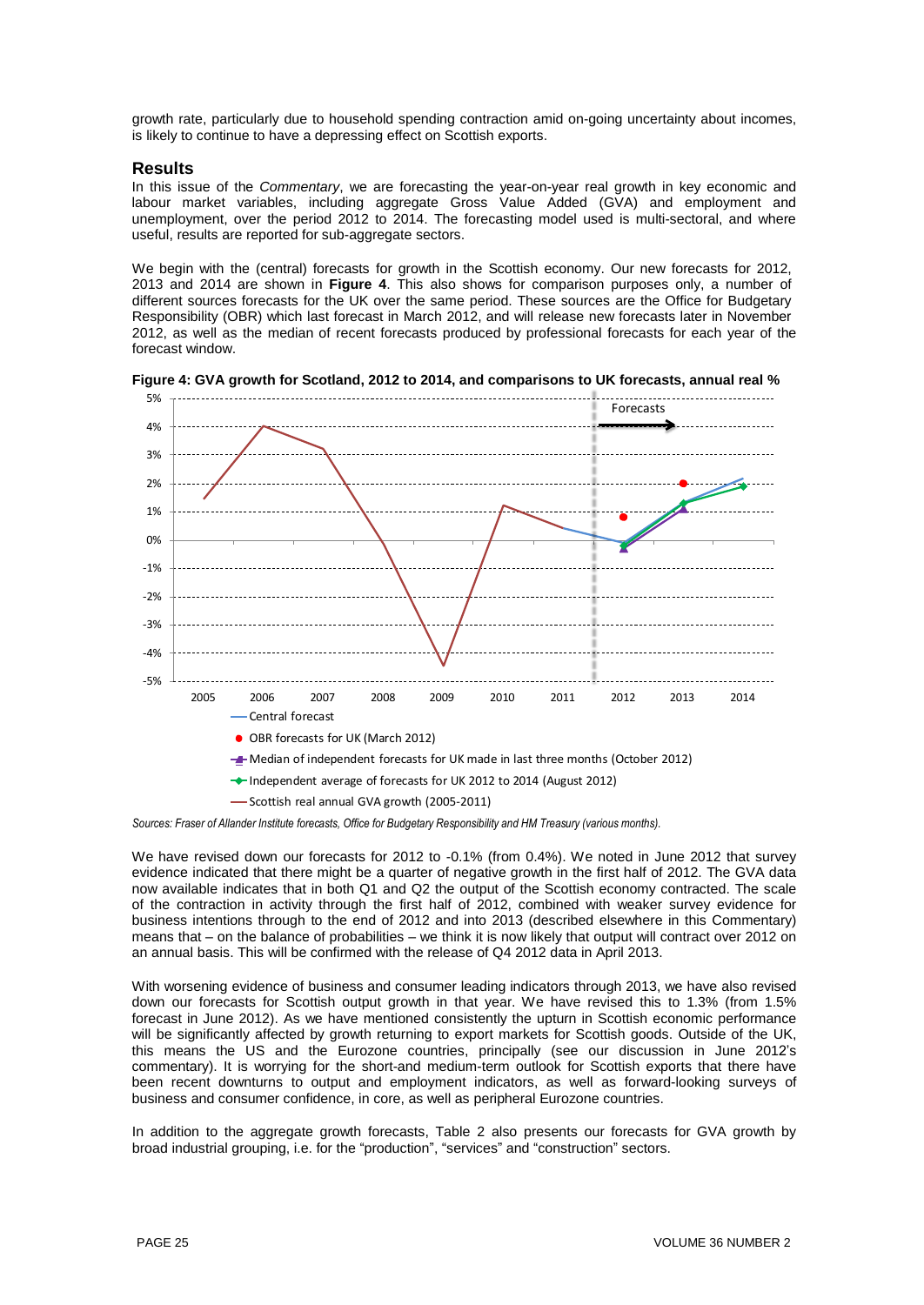growth rate, particularly due to household spending contraction amid on-going uncertainty about incomes, is likely to continue to have a depressing effect on Scottish exports.

## Results

In this issue of the *Commentary*, we are forecasting the year-on-year real growth in key economic and labour market variables, including aggregate Gross Value Added (GVA) and employment and unemployment, over the period 2012 to 2014. The forecasting model used is multi-sectoral, and where useful, results are reported for sub-aggregate sectors.

We begin with the (central) forecasts for growth in the Scottish economy. Our new forecasts for 2012, 2013 and 2014 are shown in **Figure 4**. This also shows for comparison purposes only, a number of different sources forecasts for the UK over the same period. These sources are the Office for Budgetary Responsibility (OBR) which last forecast in March 2012, and will release new forecasts later in November 2012, as well as the median of recent forecasts produced by professional forecasts for each year of the forecast window.

**Figure 4: GVA growth for Scotland, 2012 to 2014, and comparisons to UK forecasts, annual real %**

- Central forecast
- OBR forecasts for UK (March 2012)
- Median of independent forecasts for UK made in last three months (October 2012)
- Independent average of forecasts for UK 2012 to 2014 (August 2012)
- Scottish real annual GVA growth (2005-2011)

*Sources: Fraser of Allander Institute forecasts, Office for Budgetary Responsibility and HM Treasury (various months).*

We have revised down our forecasts for 2012 to -0.1% (from 0.4%). We noted in June 2012 that survey evidence indicated that there might be a quarter of negative growth in the first half of 2012. The GVA data now available indicates that in both Q1 and Q2 the output of the Scottish economy contracted. The scale of the contraction in activity through the first half of 2012, combined with weaker survey evidence for business intentions through to the end of 2012 and into 2013 (described elsewhere in this Commentary) means that – on the balance of probabilities – we think it is now likely that output will contract over 2012 on an annual basis. This will be confirmed with the release of Q4 2012 data in April 2013.

With worsening evidence of business and consumer leading indicators through 2013, we have also revised down our forecasts for Scottish output growth in that year. We have revised this to 1.3% (from 1.5% forecast in June 2012). As we have mentioned consistently the upturn in Scottish economic performance will be significantly affected by growth returning to export markets for Scottish goods. Outside of the UK, this means the US and the Eurozone countries, principally (see our discussion in June 2012's commentary). It is worrying for the short-and medium-term outlook for Scottish exports that there have been recent downturns to output and employment indicators, as well as forward-looking surveys of business and consumer confidence, in core, as well as peripheral Eurozone countries.

In addition to the aggregate growth forecasts, Table 2 also presents our forecasts for GVA growth by broad industrial grouping, i.e. for the "production", "services" and "construction" sectors.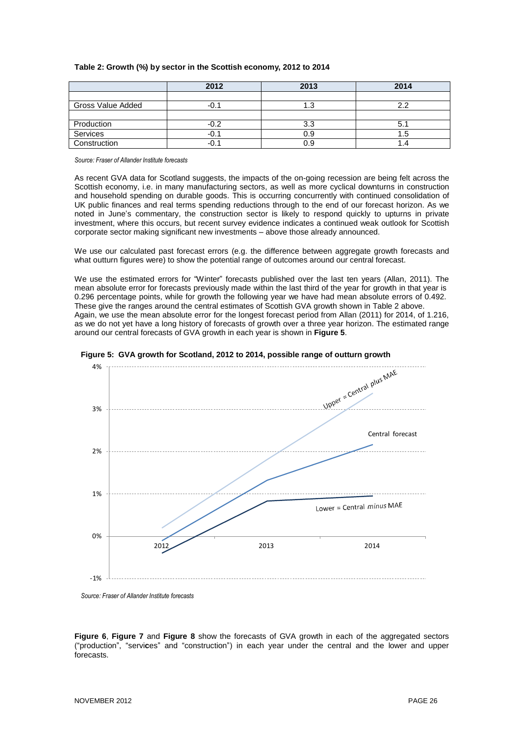**Table 2: Growth (%) by sector in the Scottish economy, 2012 to 2014**

| | 2012 | 2013 | 2014 |
|---|---|---|---|
| | | | |
| Gross Value Added | -0.1 | 1.3 | 2.2 |
| | | | |
| Production | -0.2 | 3.3 | 5.1 |
| Services | -0.1 | 0.9 | 1.5 |
| Construction | -0.1 | 0.9 | 1.4 |

*Source: Fraser of Allander Institute forecasts*

As recent GVA data for Scotland suggests, the impacts of the on-going recession are being felt across the Scottish economy, i.e. in many manufacturing sectors, as well as more cyclical downturns in construction and household spending on durable goods. This is occurring concurrently with continued consolidation of UK public finances and real terms spending reductions through to the end of our forecast horizon. As we noted in June's commentary, the construction sector is likely to respond quickly to upturns in private investment, where this occurs, but recent survey evidence indicates a continued weak outlook for Scottish corporate sector making significant new investments – above those already announced.

We use our calculated past forecast errors (e.g. the difference between aggregate growth forecasts and what outturn figures were) to show the potential range of outcomes around our central forecast.

We use the estimated errors for "Winter" forecasts published over the last ten years (Allan, 2011). The mean absolute error for forecasts previously made within the last third of the year for growth in that year is 0.296 percentage points, while for growth the following year we have had mean absolute errors of 0.492. These give the ranges around the central estimates of Scottish GVA growth shown in Table 2 above. Again, we use the mean absolute error for the longest forecast period from Allan (2011) for 2014, of 1.216, as we do not yet have a long history of forecasts of growth over a three year horizon. The estimated range around our central forecasts of GVA growth in each year is shown in **Figure 5**.

**Figure 5: GVA growth for Scotland, 2012 to 2014, possible range of outturn growth**

*Source: Fraser of Allander Institute forecasts*

**Figure 6**, **Figure 7** and **Figure 8** show the forecasts of GVA growth in each of the aggregated sectors ("production", "services" and "construction") in each year under the central and the lower and upper forecasts.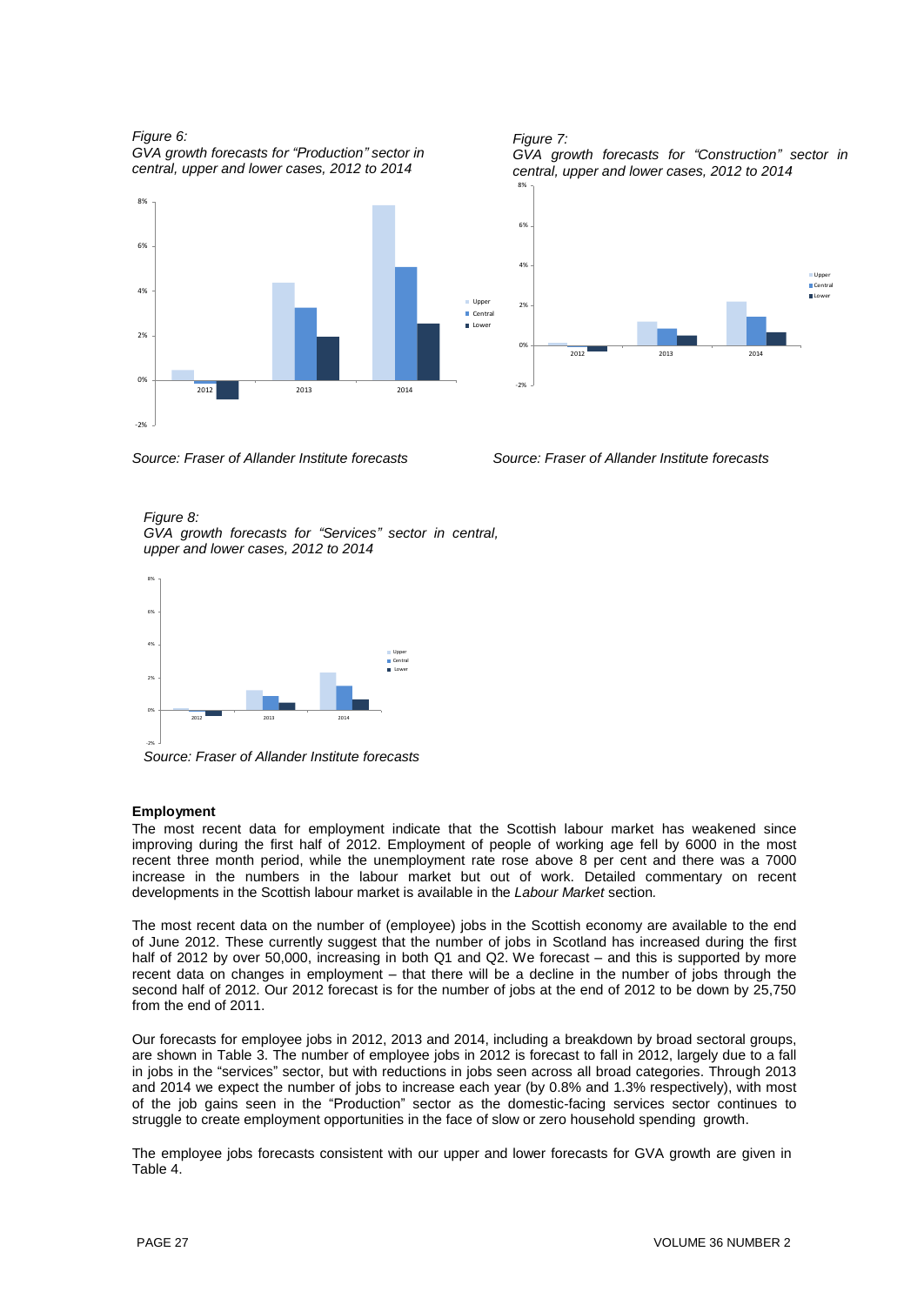*Figure 6:*
*GVA growth forecasts for "Production" sector in central, upper and lower cases, 2012 to 2014*

*Source: Fraser of Allander Institute forecasts*

*Figure 7:*
*GVA growth forecasts for "Construction" sector in central, upper and lower cases, 2012 to 2014*

*Source: Fraser of Allander Institute forecasts*

*Figure 8:*
*GVA growth forecasts for "Services" sector in central, upper and lower cases, 2012 to 2014*

*Source: Fraser of Allander Institute forecasts*

**Employment**

The most recent data for employment indicate that the Scottish labour market has weakened since improving during the first half of 2012. Employment of people of working age fell by 6000 in the most recent three month period, while the unemployment rate rose above 8 per cent and there was a 7000 increase in the numbers in the labour market but out of work. Detailed commentary on recent developments in the Scottish labour market is available in the *Labour Market* section.

The most recent data on the number of (employee) jobs in the Scottish economy are available to the end of June 2012. These currently suggest that the number of jobs in Scotland has increased during the first half of 2012 by over 50,000, increasing in both Q1 and Q2. We forecast – and this is supported by more recent data on changes in employment – that there will be a decline in the number of jobs through the second half of 2012. Our 2012 forecast is for the number of jobs at the end of 2012 to be down by 25,750 from the end of 2011.

Our forecasts for employee jobs in 2012, 2013 and 2014, including a breakdown by broad sectoral groups, are shown in Table 3. The number of employee jobs in 2012 is forecast to fall in 2012, largely due to a fall in jobs in the "services" sector, but with reductions in jobs seen across all broad categories. Through 2013 and 2014 we expect the number of jobs to increase each year (by 0.8% and 1.3% respectively), with most of the job gains seen in the "Production" sector as the domestic-facing services sector continues to struggle to create employment opportunities in the face of slow or zero household spending growth.

The employee jobs forecasts consistent with our upper and lower forecasts for GVA growth are given in Table 4.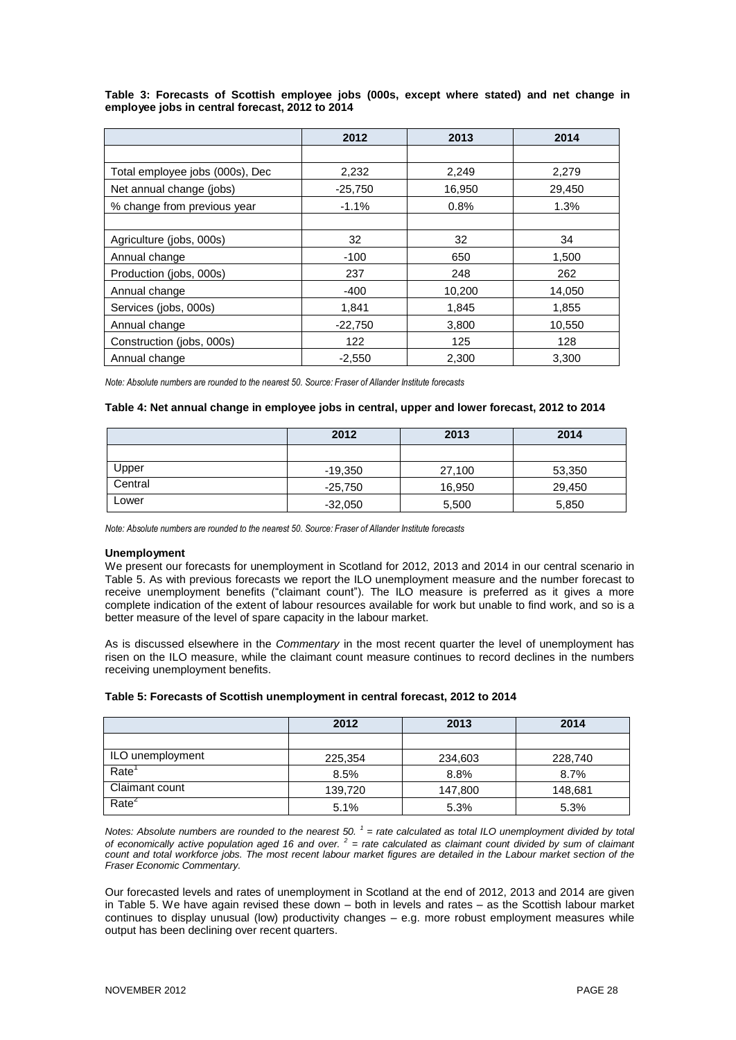**Table 3: Forecasts of Scottish employee jobs (000s, except where stated) and net change in employee jobs in central forecast, 2012 to 2014**

| | 2012 | 2013 | 2014 |
|---|---|---|---|
| | | | |
| Total employee jobs (000s), Dec | 2,232 | 2,249 | 2,279 |
| Net annual change (jobs) | -25,750 | 16,950 | 29,450 |
| % change from previous year | -1.1% | 0.8% | 1.3% |
| | | | |
| Agriculture (jobs, 000s) | 32 | 32 | 34 |
| Annual change | -100 | 650 | 1,500 |
| Production (jobs, 000s) | 237 | 248 | 262 |
| Annual change | -400 | 10,200 | 14,050 |
| Services (jobs, 000s) | 1,841 | 1,845 | 1,855 |
| Annual change | -22,750 | 3,800 | 10,550 |
| Construction (jobs, 000s) | 122 | 125 | 128 |
| Annual change | -2,550 | 2,300 | 3,300 |

*Note: Absolute numbers are rounded to the nearest 50. Source: Fraser of Allander Institute forecasts*

**Table 4: Net annual change in employee jobs in central, upper and lower forecast, 2012 to 2014**

| | 2012 | 2013 | 2014 |
|---|---|---|---|
| | | | |
| Upper | -19,350 | 27,100 | 53,350 |
| Central | -25,750 | 16,950 | 29,450 |
| Lower | -32,050 | 5,500 | 5,850 |

*Note: Absolute numbers are rounded to the nearest 50. Source: Fraser of Allander Institute forecasts*

**Unemployment**

We present our forecasts for unemployment in Scotland for 2012, 2013 and 2014 in our central scenario in Table 5. As with previous forecasts we report the ILO unemployment measure and the number forecast to receive unemployment benefits ("claimant count"). The ILO measure is preferred as it gives a more complete indication of the extent of labour resources available for work but unable to find work, and so is a better measure of the level of spare capacity in the labour market.

As is discussed elsewhere in the *Commentary* in the most recent quarter the level of unemployment has risen on the ILO measure, while the claimant count measure continues to record declines in the numbers receiving unemployment benefits.

**Table 5: Forecasts of Scottish unemployment in central forecast, 2012 to 2014**

| | 2012 | 2013 | 2014 |
|---|---|---|---|
| | | | |
| ILO unemployment | 225,354 | 234,603 | 228,740 |
| Rate[1] | 8.5% | 8.8% | 8.7% |
| Claimant count | 139,720 | 147,800 | 148,681 |
| Rate[2] | 5.1% | 5.3% | 5.3% |

*Notes: Absolute numbers are rounded to the nearest 50. [1] = rate calculated as total ILO unemployment divided by total of economically active population aged 16 and over. [2] = rate calculated as claimant count divided by sum of claimant count and total workforce jobs. The most recent labour market figures are detailed in the Labour market section of the Fraser Economic Commentary.*

Our forecasted levels and rates of unemployment in Scotland at the end of 2012, 2013 and 2014 are given in Table 5. We have again revised these down – both in levels and rates – as the Scottish labour market continues to display unusual (low) productivity changes – e.g. more robust employment measures while output has been declining over recent quarters.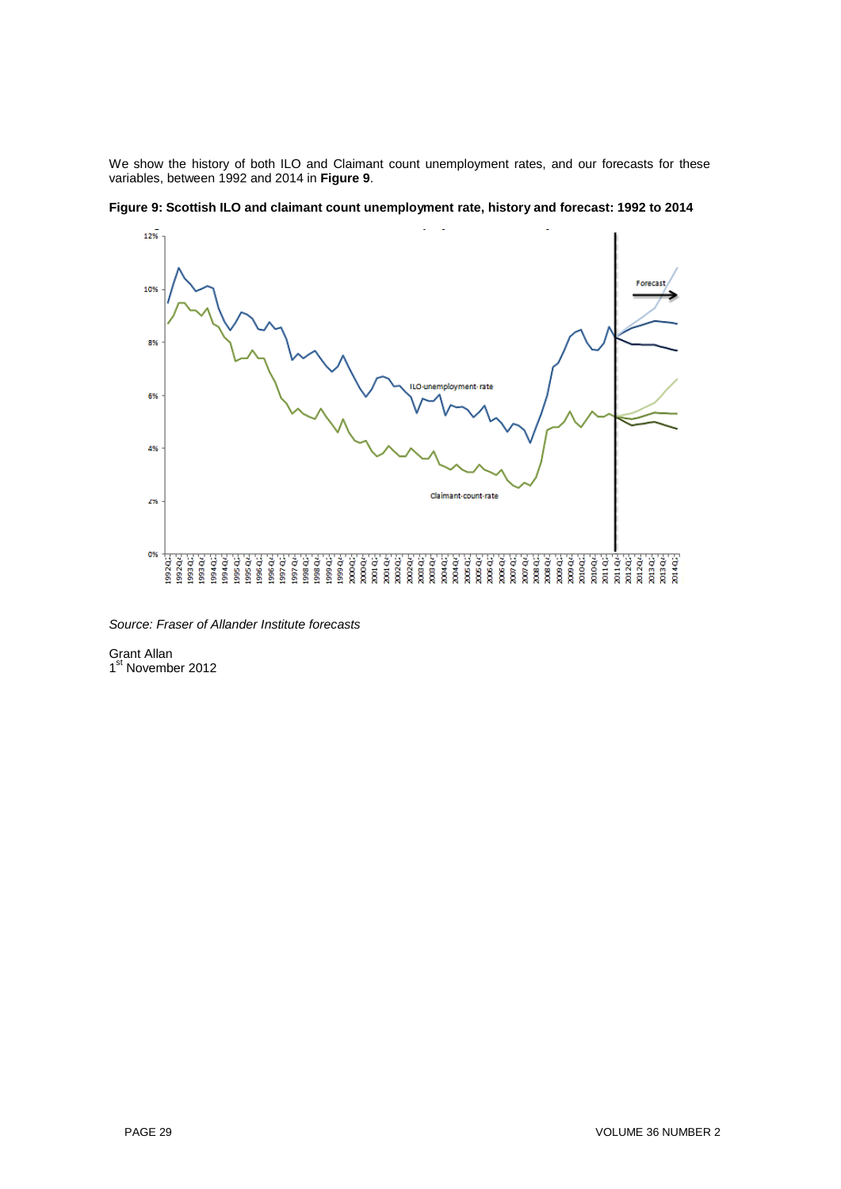We show the history of both ILO and Claimant count unemployment rates, and our forecasts for these variables, between 1992 and 2014 in **Figure 9**.

**Figure 9: Scottish ILO and claimant count unemployment rate, history and forecast: 1992 to 2014**

12%
10%
8%
6%
4%
2%
0%

Forecast

ILO unemployment rate

Claimant count rate

1992 Q1
1992 Q3
1993 Q1
1993 Q3
1994 Q1
1994 Q3
1995 Q1
1995 Q3
1996 Q1
1996 Q3
1997 Q1
1997 Q3
1998 Q1
1998 Q3
1999 Q1
1999 Q3
2000 Q1
2000 Q3
2001 Q1
2001 Q3
2002 Q1
2002 Q3
2003 Q1
2003 Q3
2004 Q1
2004 Q3
2005 Q1
2005 Q3
2006 Q1
2006 Q3
2007 Q1
2007 Q3
2008 Q1
2008 Q3
2009 Q1
2009 Q3
2010 Q1
2010 Q3
2011 Q1
2011 Q3
2012 Q1
2012 Q3
2013 Q1
2013 Q3
2014 Q1

*Source: Fraser of Allander Institute forecasts*

Grant Allan
1[st] November 2012